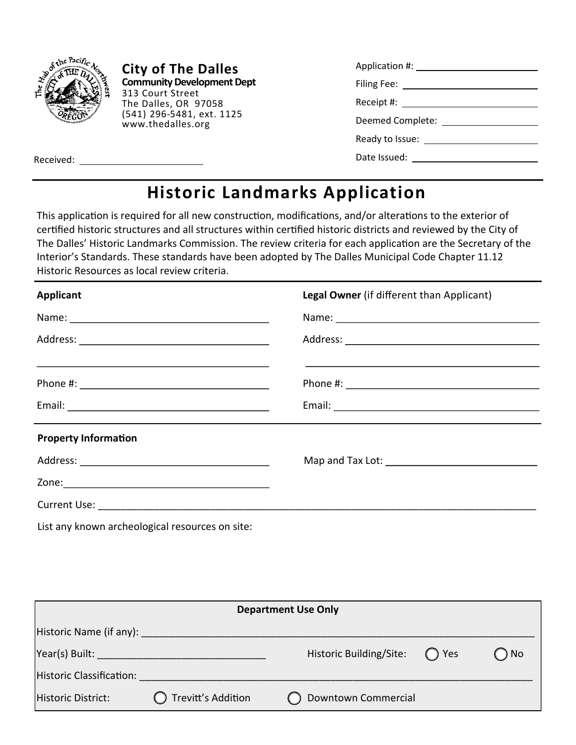**City of The Dalles**
**Community Development Dept**
313 Court Street
The Dalles, OR 97058
(541) 296-5481, ext. 1125
www.thedalles.org

Received: ______________________

Application #: ______________________
Filing Fee: ______________________
Receipt #: ______________________
Deemed Complete: ______________________
Ready to Issue: ______________________
Date Issued: ______________________

# Historic Landmarks Application

This application is required for all new construction, modifications, and/or alterations to the exterior of certified historic structures and all structures within certified historic districts and reviewed by the City of The Dalles' Historic Landmarks Commission. The review criteria for each application are the Secretary of the Interior's Standards. These standards have been adopted by The Dalles Municipal Code Chapter 11.12 Historic Resources as local review criteria.

**Applicant**

Name: ______________________________

Address: ______________________________

______________________________

Phone #: ______________________________

Email: ______________________________

**Legal Owner** (if different than Applicant)

Name: ______________________________

Address: ______________________________

______________________________

Phone #: ______________________________

Email: ______________________________

**Property Information**

Address: ______________________________

Map and Tax Lot: ______________________________

Zone: ______________________________

Current Use: ______________________________________________________________

List any known archeological resources on site:

**Department Use Only**

Historic Name (if any): ______________________________________________________________

Year(s) Built: ______________________________ Historic Building/Site: ◯ Yes ◯ No

Historic Classification: ______________________________________________________________

Historic District: ◯ Trevitt's Addition ◯ Downtown Commercial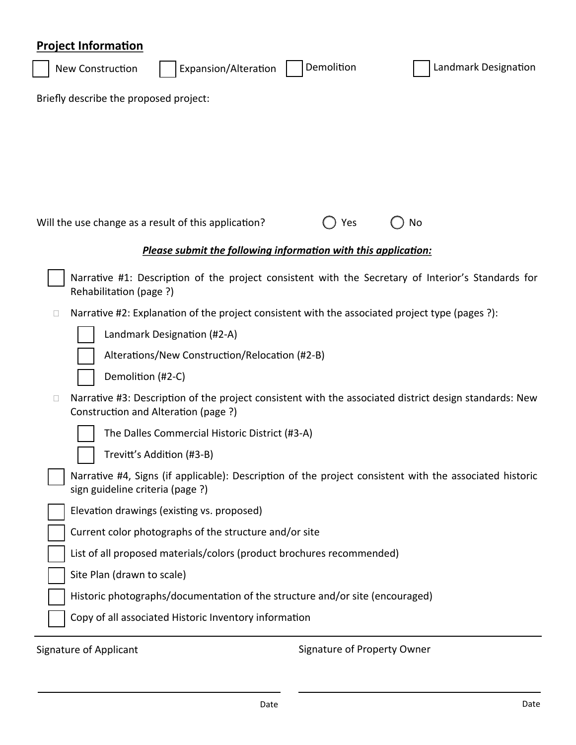## Project Information

- [ ] New Construction
- [ ] Expansion/Alteration
- [ ] Demolition
- [ ] Landmark Designation

Briefly describe the proposed project:

Will the use change as a result of this application? ◯ Yes ◯ No

***Please submit the following information with this application:***

- [ ] Narrative #1: Description of the project consistent with the Secretary of Interior's Standards for Rehabilitation (page ?)
- [ ] Narrative #2: Explanation of the project consistent with the associated project type (pages ?):
  - [ ] Landmark Designation (#2-A)
  - [ ] Alterations/New Construction/Relocation (#2-B)
  - [ ] Demolition (#2-C)
- [ ] Narrative #3: Description of the project consistent with the associated district design standards: New Construction and Alteration (page ?)
  - [ ] The Dalles Commercial Historic District (#3-A)
  - [ ] Trevitt's Addition (#3-B)
- [ ] Narrative #4, Signs (if applicable): Description of the project consistent with the associated historic sign guideline criteria (page ?)
- [ ] Elevation drawings (existing vs. proposed)
- [ ] Current color photographs of the structure and/or site
- [ ] List of all proposed materials/colors (product brochures recommended)
- [ ] Site Plan (drawn to scale)
- [ ] Historic photographs/documentation of the structure and/or site (encouraged)
- [ ] Copy of all associated Historic Inventory information

Signature of Applicant

______________________________ Date

Signature of Property Owner

______________________________ Date